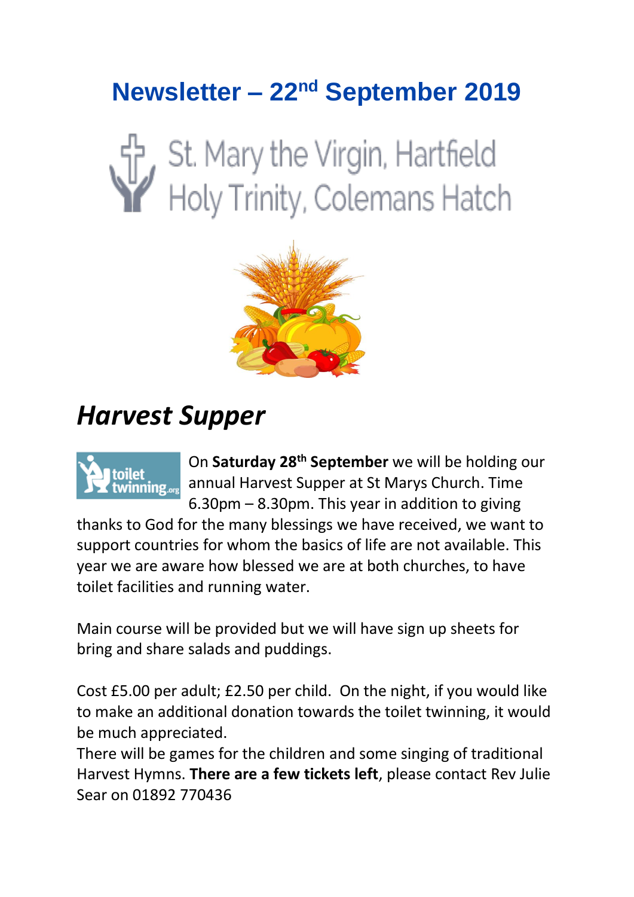# Newsletter – 22nd September 2019

St. Mary the Virgin, Hartfield
Holy Trinity, Colemans Hatch

## *Harvest Supper*

On **Saturday 28th September** we will be holding our annual Harvest Supper at St Marys Church. Time 6.30pm – 8.30pm. This year in addition to giving thanks to God for the many blessings we have received, we want to support countries for whom the basics of life are not available. This year we are aware how blessed we are at both churches, to have toilet facilities and running water.

Main course will be provided but we will have sign up sheets for bring and share salads and puddings.

Cost £5.00 per adult; £2.50 per child. On the night, if you would like to make an additional donation towards the toilet twinning, it would be much appreciated.
There will be games for the children and some singing of traditional Harvest Hymns. **There are a few tickets left**, please contact Rev Julie Sear on 01892 770436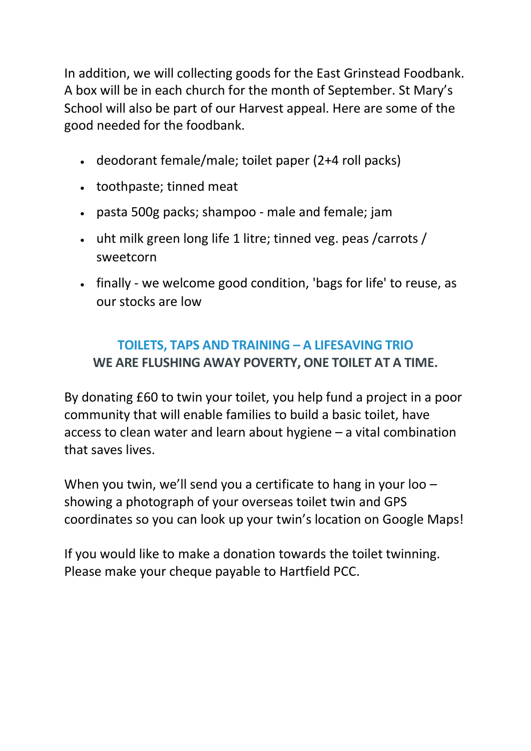In addition, we will collecting goods for the East Grinstead Foodbank. A box will be in each church for the month of September. St Mary's School will also be part of our Harvest appeal. Here are some of the good needed for the foodbank.

- deodorant female/male; toilet paper (2+4 roll packs)
- toothpaste; tinned meat
- pasta 500g packs; shampoo - male and female; jam
- uht milk green long life 1 litre; tinned veg. peas /carrots / sweetcorn
- finally - we welcome good condition, 'bags for life' to reuse, as our stocks are low

## TOILETS, TAPS AND TRAINING – A LIFESAVING TRIO

**WE ARE FLUSHING AWAY POVERTY, ONE TOILET AT A TIME.**

By donating £60 to twin your toilet, you help fund a project in a poor community that will enable families to build a basic toilet, have access to clean water and learn about hygiene – a vital combination that saves lives.

When you twin, we'll send you a certificate to hang in your loo – showing a photograph of your overseas toilet twin and GPS coordinates so you can look up your twin's location on Google Maps!

If you would like to make a donation towards the toilet twinning. Please make your cheque payable to Hartfield PCC.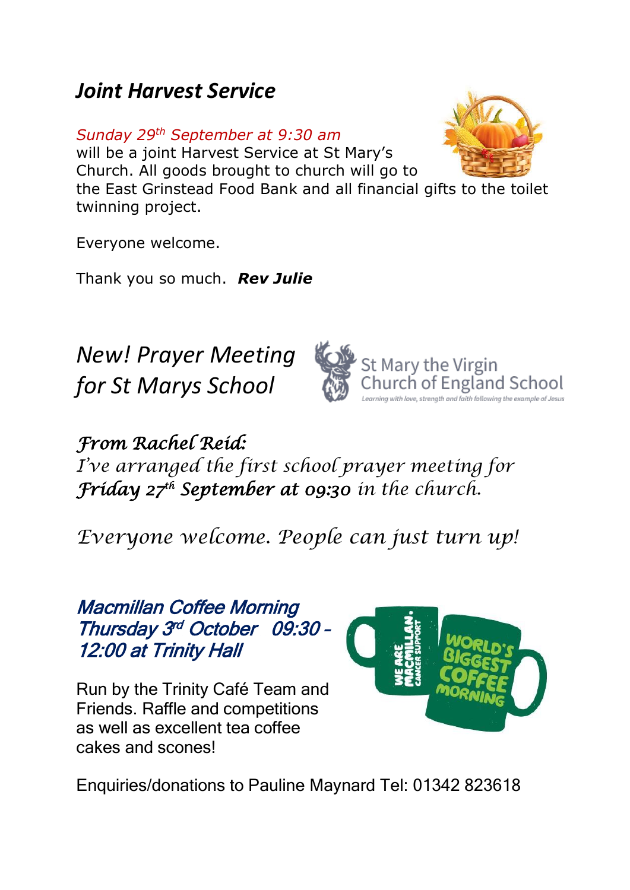## *Joint Harvest Service*

*Sunday 29th September at 9:30 am* will be a joint Harvest Service at St Mary's Church. All goods brought to church will go to the East Grinstead Food Bank and all financial gifts to the toilet twinning project.

Everyone welcome.

Thank you so much. ***Rev Julie***

## *New! Prayer Meeting for St Marys School*

St Mary the Virgin Church of England School
*Learning with love, strength and faith following the example of Jesus*

***From Rachel Reid:***

*I've arranged the first school prayer meeting for* ***Friday 27th September at 09:30*** *in the church.*

*Everyone welcome. People can just turn up!*

## ***Macmillan Coffee Morning Thursday 3rd October 09:30 – 12:00 at Trinity Hall***

Run by the Trinity Café Team and Friends. Raffle and competitions as well as excellent tea coffee cakes and scones!

Enquiries/donations to Pauline Maynard Tel: 01342 823618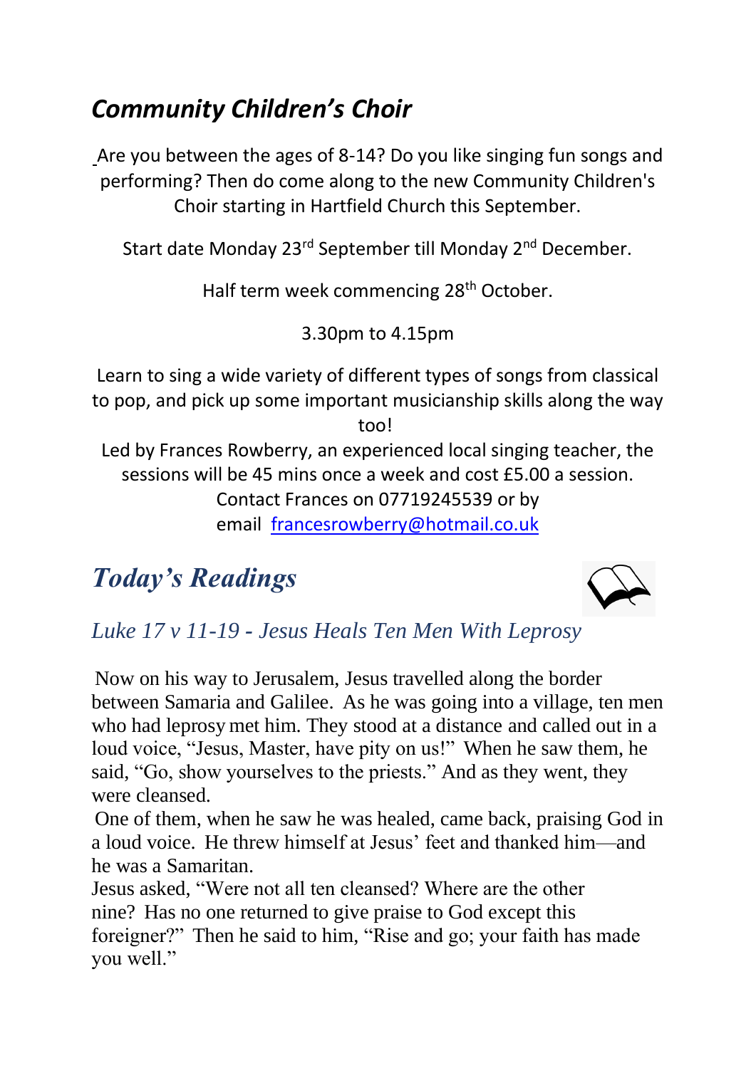## *Community Children's Choir*

Are you between the ages of 8-14? Do you like singing fun songs and performing? Then do come along to the new Community Children's Choir starting in Hartfield Church this September.

Start date Monday 23rd September till Monday 2nd December.

Half term week commencing 28th October.

3.30pm to 4.15pm

Learn to sing a wide variety of different types of songs from classical to pop, and pick up some important musicianship skills along the way too!

Led by Frances Rowberry, an experienced local singing teacher, the sessions will be 45 mins once a week and cost £5.00 a session. Contact Frances on 07719245539 or by email [francesrowberry@hotmail.co.uk](mailto:francesrowberry@hotmail.co.uk)

## *Today's Readings*

### *Luke 17 v 11-19 - Jesus Heals Ten Men With Leprosy*

Now on his way to Jerusalem, Jesus travelled along the border between Samaria and Galilee. As he was going into a village, ten men who had leprosy met him. They stood at a distance and called out in a loud voice, "Jesus, Master, have pity on us!" When he saw them, he said, "Go, show yourselves to the priests." And as they went, they were cleansed.

One of them, when he saw he was healed, came back, praising God in a loud voice. He threw himself at Jesus' feet and thanked him—and he was a Samaritan.

Jesus asked, "Were not all ten cleansed? Where are the other nine? Has no one returned to give praise to God except this foreigner?" Then he said to him, "Rise and go; your faith has made you well."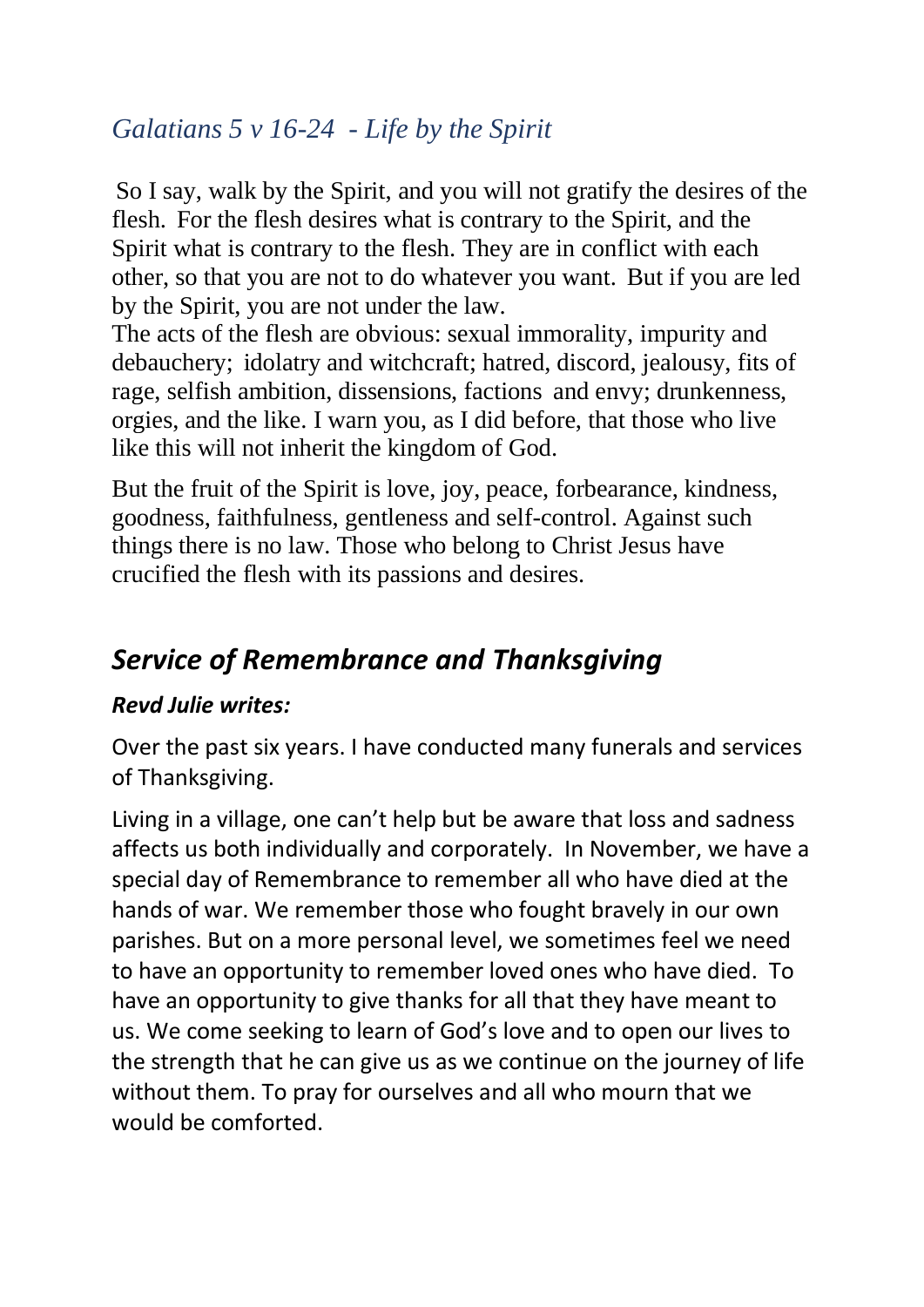## *Galatians 5 v 16-24 - Life by the Spirit*

So I say, walk by the Spirit, and you will not gratify the desires of the flesh. For the flesh desires what is contrary to the Spirit, and the Spirit what is contrary to the flesh. They are in conflict with each other, so that you are not to do whatever you want. But if you are led by the Spirit, you are not under the law.
The acts of the flesh are obvious: sexual immorality, impurity and debauchery; idolatry and witchcraft; hatred, discord, jealousy, fits of rage, selfish ambition, dissensions, factions and envy; drunkenness, orgies, and the like. I warn you, as I did before, that those who live like this will not inherit the kingdom of God.

But the fruit of the Spirit is love, joy, peace, forbearance, kindness, goodness, faithfulness, gentleness and self-control. Against such things there is no law. Those who belong to Christ Jesus have crucified the flesh with its passions and desires.

## *Service of Remembrance and Thanksgiving*

### *Revd Julie writes:*

Over the past six years. I have conducted many funerals and services of Thanksgiving.

Living in a village, one can't help but be aware that loss and sadness affects us both individually and corporately. In November, we have a special day of Remembrance to remember all who have died at the hands of war. We remember those who fought bravely in our own parishes. But on a more personal level, we sometimes feel we need to have an opportunity to remember loved ones who have died. To have an opportunity to give thanks for all that they have meant to us. We come seeking to learn of God's love and to open our lives to the strength that he can give us as we continue on the journey of life without them. To pray for ourselves and all who mourn that we would be comforted.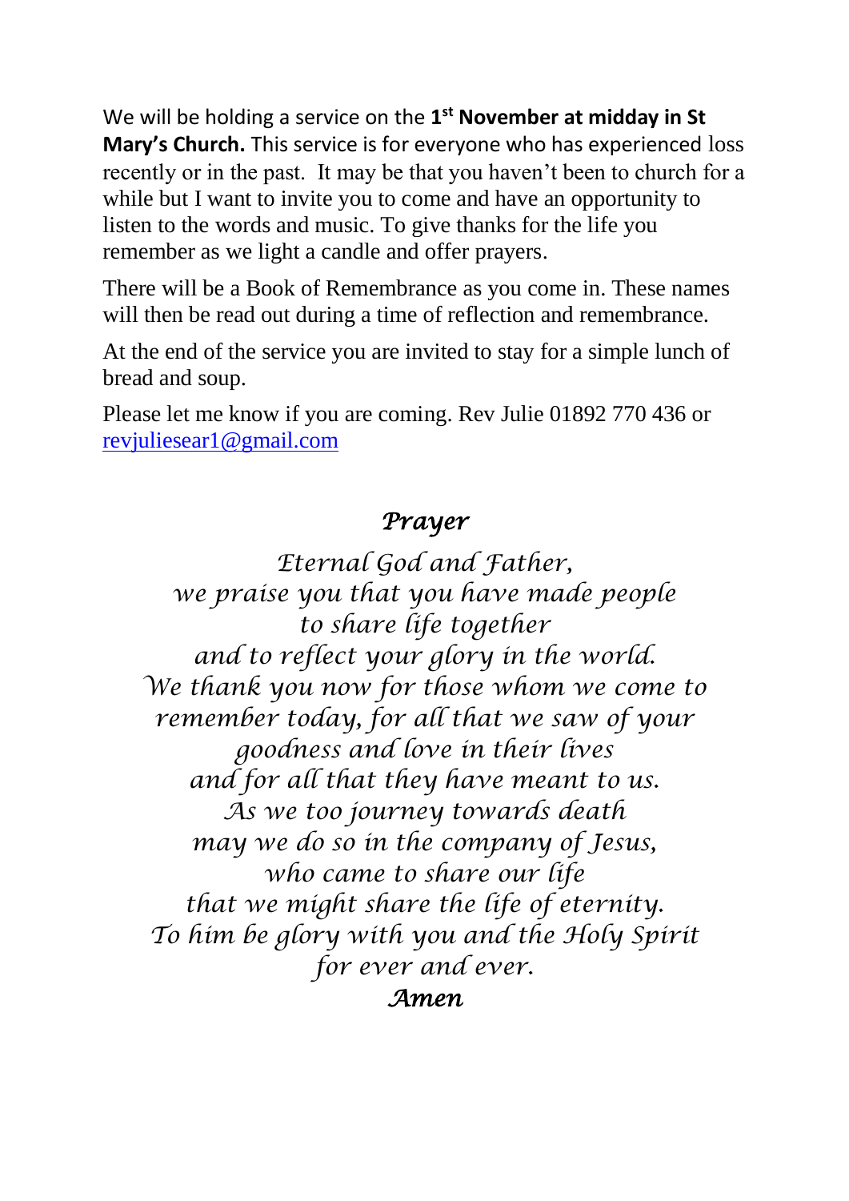We will be holding a service on the **1st November at midday in St Mary's Church.** This service is for everyone who has experienced loss recently or in the past. It may be that you haven't been to church for a while but I want to invite you to come and have an opportunity to listen to the words and music. To give thanks for the life you remember as we light a candle and offer prayers.

There will be a Book of Remembrance as you come in. These names will then be read out during a time of reflection and remembrance.

At the end of the service you are invited to stay for a simple lunch of bread and soup.

Please let me know if you are coming. Rev Julie 01892 770 436 or revjuliesear1@gmail.com

## *Prayer*

*Eternal God and Father,*
*we praise you that you have made people*
*to share life together*
*and to reflect your glory in the world.*
*We thank you now for those whom we come to remember today, for all that we saw of your goodness and love in their lives*
*and for all that they have meant to us.*
*As we too journey towards death*
*may we do so in the company of Jesus,*
*who came to share our life*
*that we might share the life of eternity.*
*To him be glory with you and the Holy Spirit*
*for ever and ever.*

***Amen***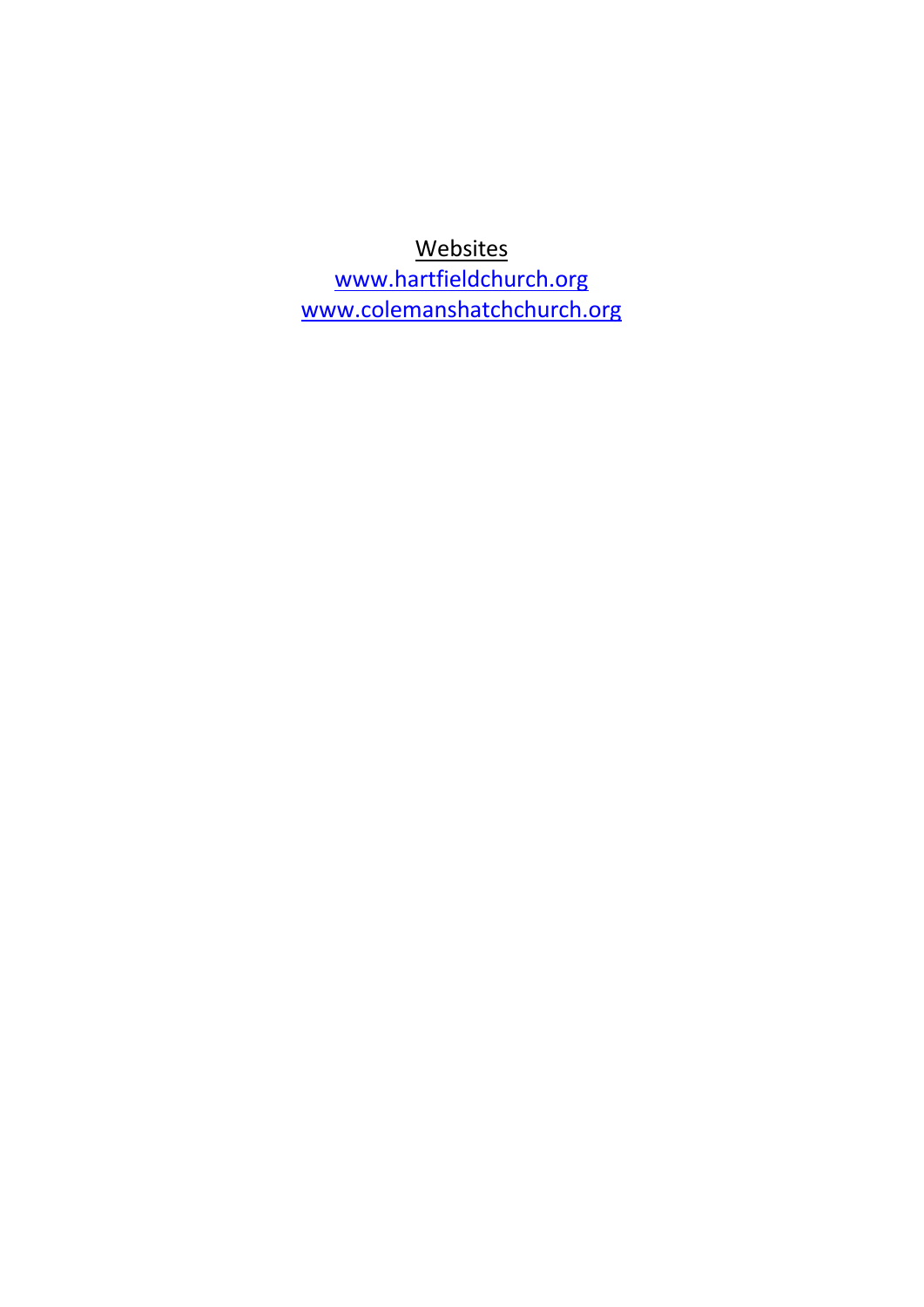Websites

www.hartfieldchurch.org

www.colemanshatchchurch.org